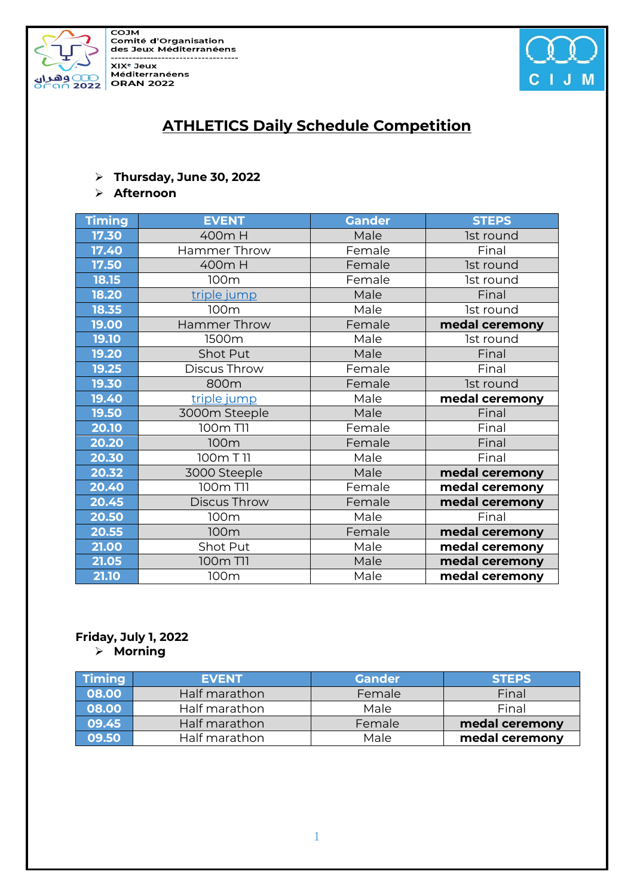COJM
Comité d'Organisation des Jeux Méditerranéens

XIXe Jeux Méditerranéens ORAN 2022

# ATHLETICS Daily Schedule Competition

- **Thursday, June 30, 2022**
- **Afternoon**

| Timing | EVENT | Gander | STEPS |
|---|---|---|---|
| **17.30** | 400m H | Male | 1st round |
| **17.40** | Hammer Throw | Female | Final |
| **17.50** | 400m H | Female | 1st round |
| **18.15** | 100m | Female | 1st round |
| **18.20** | triple jump | Male | Final |
| **18.35** | 100m | Male | 1st round |
| **19.00** | Hammer Throw | Female | **medal ceremony** |
| **19.10** | 1500m | Male | 1st round |
| **19.20** | Shot Put | Male | Final |
| **19.25** | Discus Throw | Female | Final |
| **19.30** | 800m | Female | 1st round |
| **19.40** | triple jump | Male | **medal ceremony** |
| **19.50** | 3000m Steeple | Male | Final |
| **20.10** | 100m T11 | Female | Final |
| **20.20** | 100m | Female | Final |
| **20.30** | 100m T 11 | Male | Final |
| **20.32** | 3000 Steeple | Male | **medal ceremony** |
| **20.40** | 100m T11 | Female | **medal ceremony** |
| **20.45** | Discus Throw | Female | **medal ceremony** |
| **20.50** | 100m | Male | Final |
| **20.55** | 100m | Female | **medal ceremony** |
| **21.00** | Shot Put | Male | **medal ceremony** |
| **21.05** | 100m T11 | Male | **medal ceremony** |
| **21.10** | 100m | Male | **medal ceremony** |

**Friday, July 1, 2022**

- **Morning**

| Timing | EVENT | Gander | STEPS |
|---|---|---|---|
| **08.00** | Half marathon | Female | Final |
| **08.00** | Half marathon | Male | Final |
| **09.45** | Half marathon | Female | **medal ceremony** |
| **09.50** | Half marathon | Male | **medal ceremony** |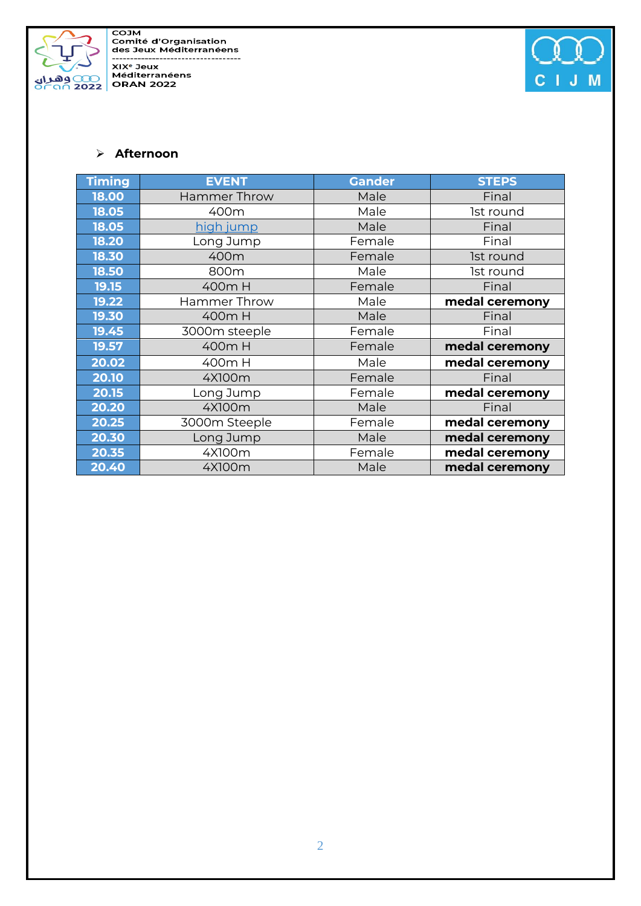- **Afternoon**

| Timing | EVENT | Gander | STEPS |
|---|---|---|---|
| 18.00 | Hammer Throw | Male | Final |
| 18.05 | 400m | Male | 1st round |
| 18.05 | high jump | Male | Final |
| 18.20 | Long Jump | Female | Final |
| 18.30 | 400m | Female | 1st round |
| 18.50 | 800m | Male | 1st round |
| 19.15 | 400m H | Female | Final |
| 19.22 | Hammer Throw | Male | **medal ceremony** |
| 19.30 | 400m H | Male | Final |
| 19.45 | 3000m steeple | Female | Final |
| 19.57 | 400m H | Female | **medal ceremony** |
| 20.02 | 400m H | Male | **medal ceremony** |
| 20.10 | 4X100m | Female | Final |
| 20.15 | Long Jump | Female | **medal ceremony** |
| 20.20 | 4X100m | Male | Final |
| 20.25 | 3000m Steeple | Female | **medal ceremony** |
| 20.30 | Long Jump | Male | **medal ceremony** |
| 20.35 | 4X100m | Female | **medal ceremony** |
| 20.40 | 4X100m | Male | **medal ceremony** |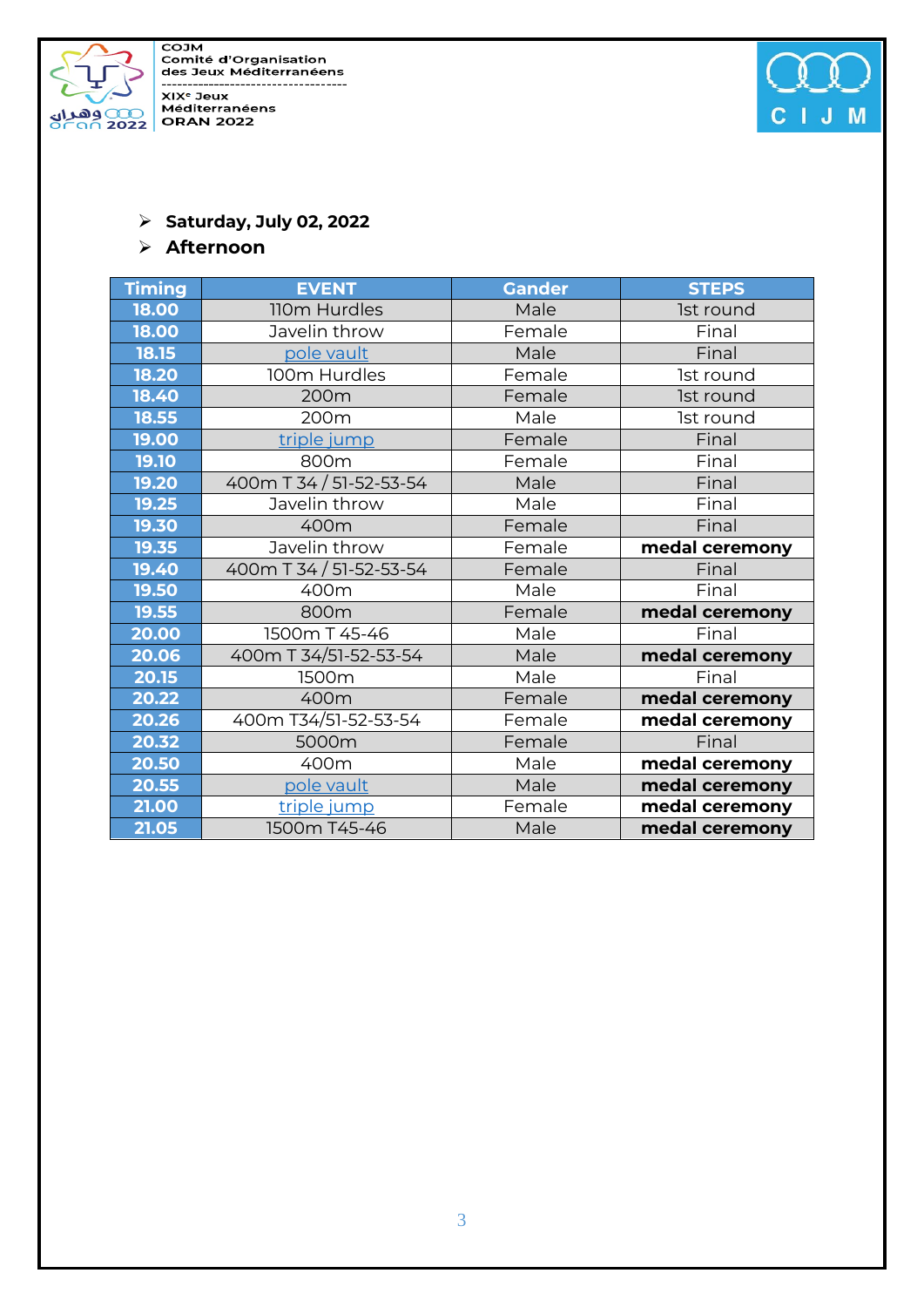- **Saturday, July 02, 2022**
- **Afternoon**

| Timing | EVENT | Gander | STEPS |
|---|---|---|---|
| 18.00 | 110m Hurdles | Male | 1st round |
| 18.00 | Javelin throw | Female | Final |
| 18.15 | pole vault | Male | Final |
| 18.20 | 100m Hurdles | Female | 1st round |
| 18.40 | 200m | Female | 1st round |
| 18.55 | 200m | Male | 1st round |
| 19.00 | triple jump | Female | Final |
| 19.10 | 800m | Female | Final |
| 19.20 | 400m T 34 / 51-52-53-54 | Male | Final |
| 19.25 | Javelin throw | Male | Final |
| 19.30 | 400m | Female | Final |
| 19.35 | Javelin throw | Female | **medal ceremony** |
| 19.40 | 400m T 34 / 51-52-53-54 | Female | Final |
| 19.50 | 400m | Male | Final |
| 19.55 | 800m | Female | **medal ceremony** |
| 20.00 | 1500m T 45-46 | Male | Final |
| 20.06 | 400m T 34/51-52-53-54 | Male | **medal ceremony** |
| 20.15 | 1500m | Male | Final |
| 20.22 | 400m | Female | **medal ceremony** |
| 20.26 | 400m T34/51-52-53-54 | Female | **medal ceremony** |
| 20.32 | 5000m | Female | Final |
| 20.50 | 400m | Male | **medal ceremony** |
| 20.55 | pole vault | Male | **medal ceremony** |
| 21.00 | triple jump | Female | **medal ceremony** |
| 21.05 | 1500m T45-46 | Male | **medal ceremony** |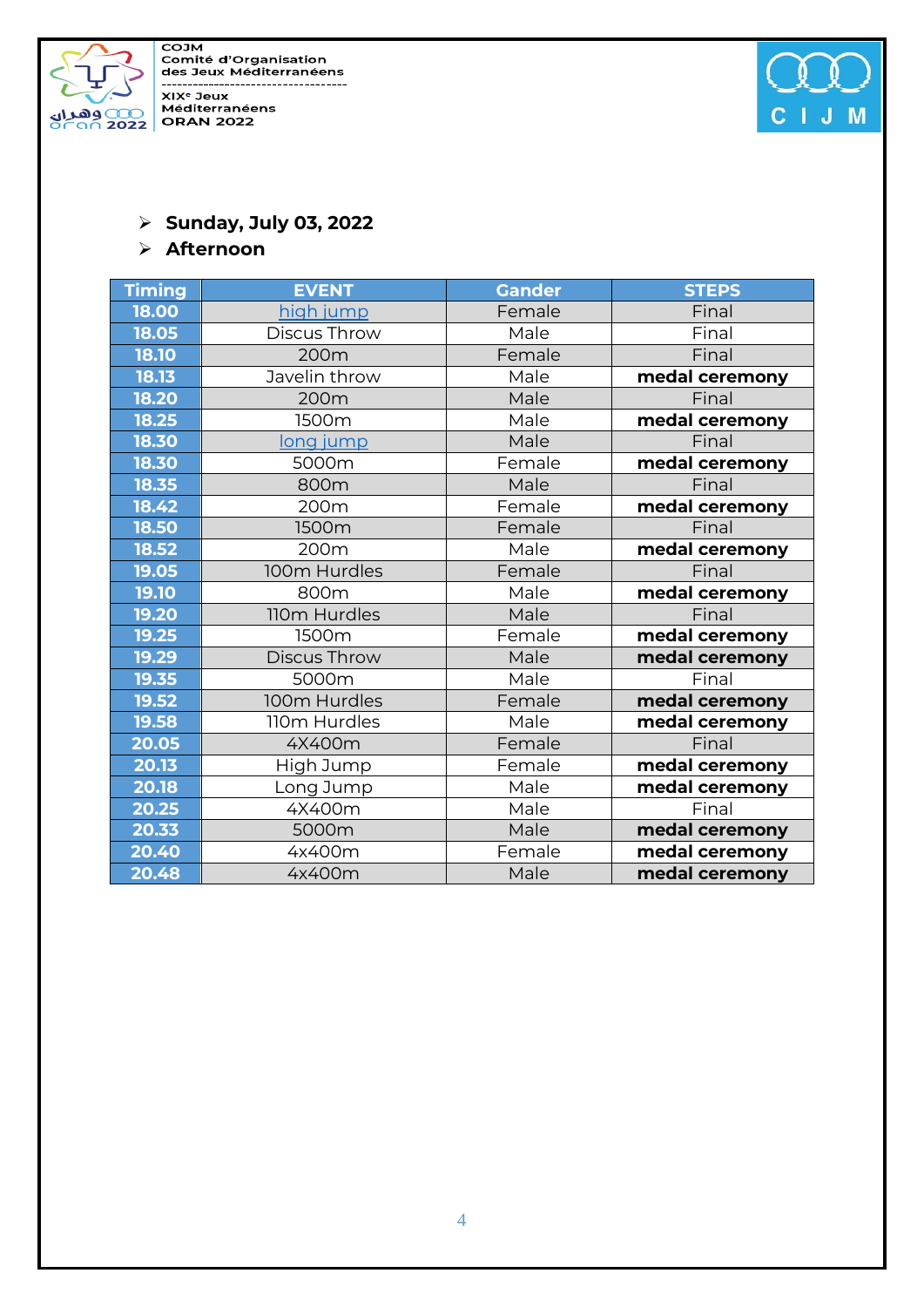- **Sunday, July 03, 2022**
- **Afternoon**

| Timing | EVENT | Gander | STEPS |
|---|---|---|---|
| 18.00 | high jump | Female | Final |
| 18.05 | Discus Throw | Male | Final |
| 18.10 | 200m | Female | Final |
| 18.13 | Javelin throw | Male | **medal ceremony** |
| 18.20 | 200m | Male | Final |
| 18.25 | 1500m | Male | **medal ceremony** |
| 18.30 | long jump | Male | Final |
| 18.30 | 5000m | Female | **medal ceremony** |
| 18.35 | 800m | Male | Final |
| 18.42 | 200m | Female | **medal ceremony** |
| 18.50 | 1500m | Female | Final |
| 18.52 | 200m | Male | **medal ceremony** |
| 19.05 | 100m Hurdles | Female | Final |
| 19.10 | 800m | Male | **medal ceremony** |
| 19.20 | 110m Hurdles | Male | Final |
| 19.25 | 1500m | Female | **medal ceremony** |
| 19.29 | Discus Throw | Male | **medal ceremony** |
| 19.35 | 5000m | Male | Final |
| 19.52 | 100m Hurdles | Female | **medal ceremony** |
| 19.58 | 110m Hurdles | Male | **medal ceremony** |
| 20.05 | 4X400m | Female | Final |
| 20.13 | High Jump | Female | **medal ceremony** |
| 20.18 | Long Jump | Male | **medal ceremony** |
| 20.25 | 4X400m | Male | Final |
| 20.33 | 5000m | Male | **medal ceremony** |
| 20.40 | 4x400m | Female | **medal ceremony** |
| 20.48 | 4x400m | Male | **medal ceremony** |